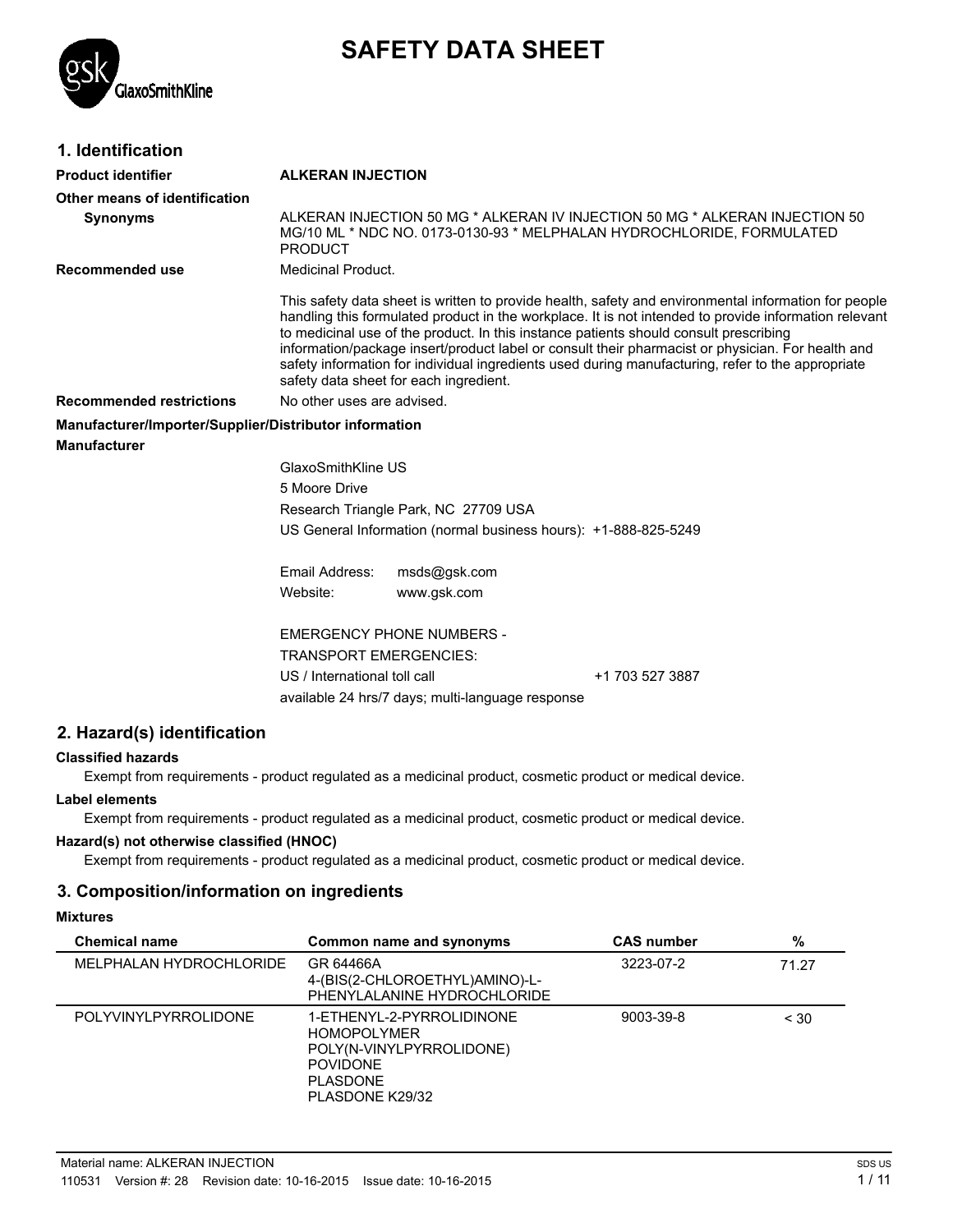# SAFETY DATA SHEET

## 1. Identification

**Product identifier** **ALKERAN INJECTION**

**Other means of identification**

**Synonyms** ALKERAN INJECTION 50 MG * ALKERAN IV INJECTION 50 MG * ALKERAN INJECTION 50 MG/10 ML * NDC NO. 0173-0130-93 * MELPHALAN HYDROCHLORIDE, FORMULATED PRODUCT

**Recommended use** Medicinal Product.

This safety data sheet is written to provide health, safety and environmental information for people handling this formulated product in the workplace. It is not intended to provide information relevant to medicinal use of the product. In this instance patients should consult prescribing information/package insert/product label or consult their pharmacist or physician. For health and safety information for individual ingredients used during manufacturing, refer to the appropriate safety data sheet for each ingredient.

**Recommended restrictions** No other uses are advised.

**Manufacturer/Importer/Supplier/Distributor information**

**Manufacturer**

GlaxoSmithKline US
5 Moore Drive
Research Triangle Park, NC 27709 USA
US General Information (normal business hours): +1-888-825-5249

Email Address: msds@gsk.com
Website: www.gsk.com

EMERGENCY PHONE NUMBERS -
TRANSPORT EMERGENCIES:
US / International toll call +1 703 527 3887
available 24 hrs/7 days; multi-language response

## 2. Hazard(s) identification

**Classified hazards**

Exempt from requirements - product regulated as a medicinal product, cosmetic product or medical device.

**Label elements**

Exempt from requirements - product regulated as a medicinal product, cosmetic product or medical device.

**Hazard(s) not otherwise classified (HNOC)**

Exempt from requirements - product regulated as a medicinal product, cosmetic product or medical device.

## 3. Composition/information on ingredients

**Mixtures**

| Chemical name | Common name and synonyms | CAS number | % |
|---|---|---|---|
| MELPHALAN HYDROCHLORIDE | GR 64466A<br>4-(BIS(2-CHLOROETHYL)AMINO)-L-PHENYLALANINE HYDROCHLORIDE | 3223-07-2 | 71.27 |
| POLYVINYLPYRROLIDONE | 1-ETHENYL-2-PYRROLIDINONE HOMOPOLYMER<br>POLY(N-VINYLPYRROLIDONE)<br>POVIDONE<br>PLASDONE<br>PLASDONE K29/32 | 9003-39-8 | < 30 |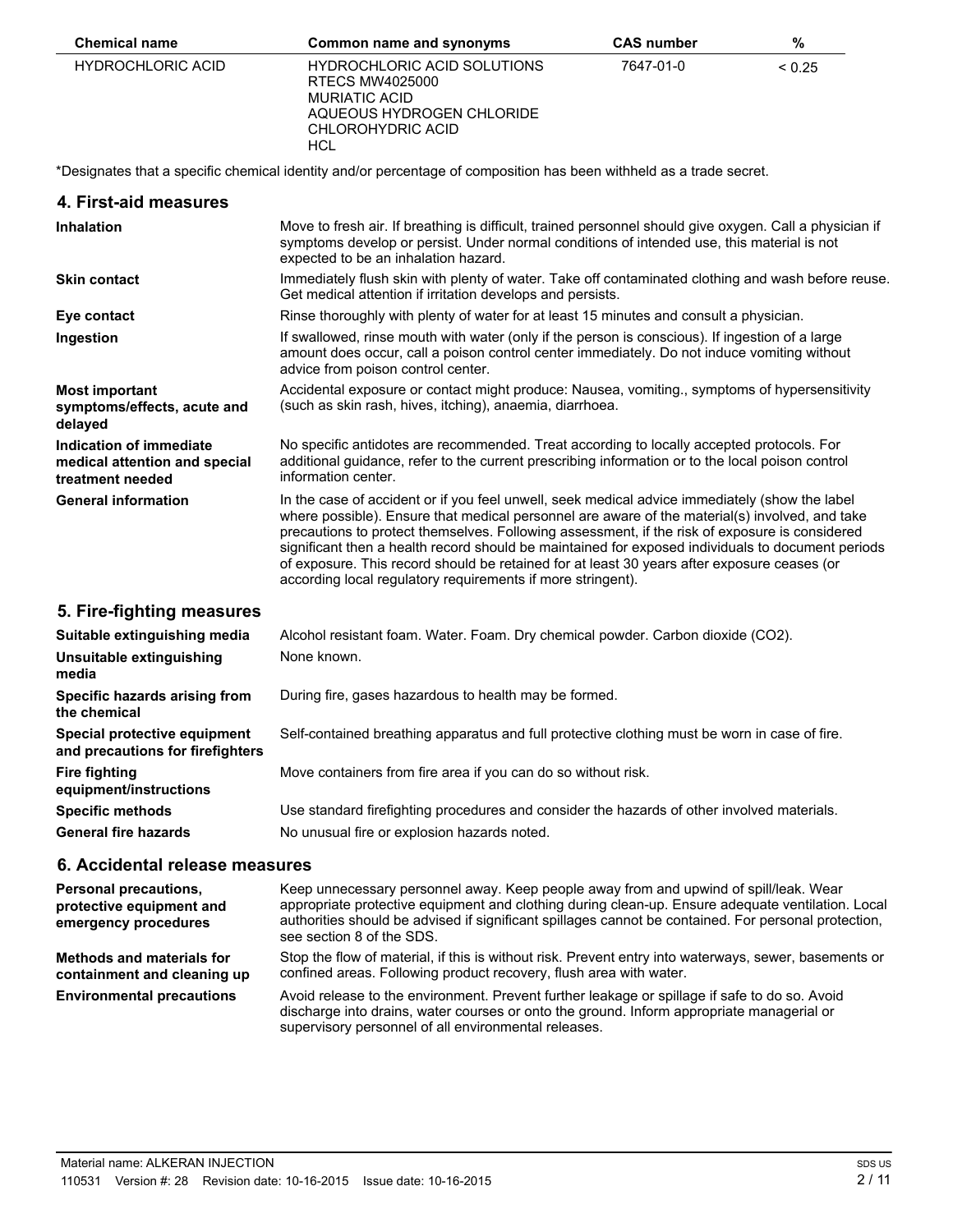| Chemical name | Common name and synonyms | CAS number | % |
| --- | --- | --- | --- |
| HYDROCHLORIC ACID | HYDROCHLORIC ACID SOLUTIONS<br>RTECS MW4025000<br>MURIATIC ACID<br>AQUEOUS HYDROGEN CHLORIDE<br>CHLOROHYDRIC ACID<br>HCL | 7647-01-0 | < 0.25 |

*Designates that a specific chemical identity and/or percentage of composition has been withheld as a trade secret.

## 4. First-aid measures

| | |
| --- | --- |
| **Inhalation** | Move to fresh air. If breathing is difficult, trained personnel should give oxygen. Call a physician if symptoms develop or persist. Under normal conditions of intended use, this material is not expected to be an inhalation hazard. |
| **Skin contact** | Immediately flush skin with plenty of water. Take off contaminated clothing and wash before reuse. Get medical attention if irritation develops and persists. |
| **Eye contact** | Rinse thoroughly with plenty of water for at least 15 minutes and consult a physician. |
| **Ingestion** | If swallowed, rinse mouth with water (only if the person is conscious). If ingestion of a large amount does occur, call a poison control center immediately. Do not induce vomiting without advice from poison control center. |
| **Most important symptoms/effects, acute and delayed** | Accidental exposure or contact might produce: Nausea, vomiting., symptoms of hypersensitivity (such as skin rash, hives, itching), anaemia, diarrhoea. |
| **Indication of immediate medical attention and special treatment needed** | No specific antidotes are recommended. Treat according to locally accepted protocols. For additional guidance, refer to the current prescribing information or to the local poison control information center. |
| **General information** | In the case of accident or if you feel unwell, seek medical advice immediately (show the label where possible). Ensure that medical personnel are aware of the material(s) involved, and take precautions to protect themselves. Following assessment, if the risk of exposure is considered significant then a health record should be maintained for exposed individuals to document periods of exposure. This record should be retained for at least 30 years after exposure ceases (or according local regulatory requirements if more stringent). |

## 5. Fire-fighting measures

| | |
| --- | --- |
| **Suitable extinguishing media** | Alcohol resistant foam. Water. Foam. Dry chemical powder. Carbon dioxide ($CO_2$). |
| **Unsuitable extinguishing media** | None known. |
| **Specific hazards arising from the chemical** | During fire, gases hazardous to health may be formed. |
| **Special protective equipment and precautions for firefighters** | Self-contained breathing apparatus and full protective clothing must be worn in case of fire. |
| **Fire fighting equipment/instructions** | Move containers from fire area if you can do so without risk. |
| **Specific methods** | Use standard firefighting procedures and consider the hazards of other involved materials. |
| **General fire hazards** | No unusual fire or explosion hazards noted. |

## 6. Accidental release measures

| | |
| --- | --- |
| **Personal precautions, protective equipment and emergency procedures** | Keep unnecessary personnel away. Keep people away from and upwind of spill/leak. Wear appropriate protective equipment and clothing during clean-up. Ensure adequate ventilation. Local authorities should be advised if significant spillages cannot be contained. For personal protection, see section 8 of the SDS. |
| **Methods and materials for containment and cleaning up** | Stop the flow of material, if this is without risk. Prevent entry into waterways, sewer, basements or confined areas. Following product recovery, flush area with water. |
| **Environmental precautions** | Avoid release to the environment. Prevent further leakage or spillage if safe to do so. Avoid discharge into drains, water courses or onto the ground. Inform appropriate managerial or supervisory personnel of all environmental releases. |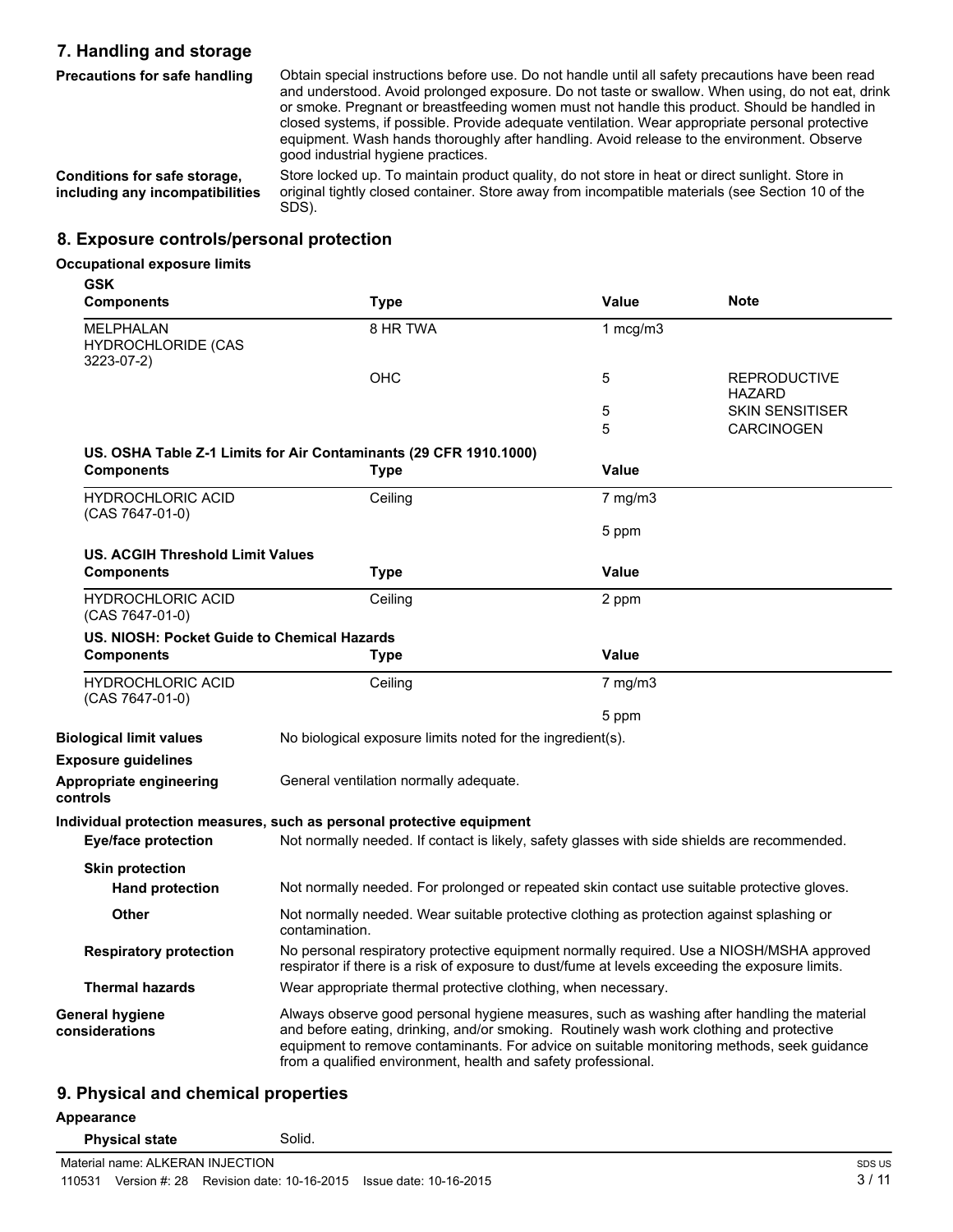## 7. Handling and storage

**Precautions for safe handling**

Obtain special instructions before use. Do not handle until all safety precautions have been read and understood. Avoid prolonged exposure. Do not taste or swallow. When using, do not eat, drink or smoke. Pregnant or breastfeeding women must not handle this product. Should be handled in closed systems, if possible. Provide adequate ventilation. Wear appropriate personal protective equipment. Wash hands thoroughly after handling. Avoid release to the environment. Observe good industrial hygiene practices.

**Conditions for safe storage, including any incompatibilities**

Store locked up. To maintain product quality, do not store in heat or direct sunlight. Store in original tightly closed container. Store away from incompatible materials (see Section 10 of the SDS).

## 8. Exposure controls/personal protection

**Occupational exposure limits**

**GSK**

| Components | Type | Value | Note |
|---|---|---|---|
| MELPHALAN HYDROCHLORIDE (CAS 3223-07-2) | 8 HR TWA | 1 mcg/m3 | |
| | OHC | 5 | REPRODUCTIVE HAZARD |
| | | 5 | SKIN SENSITISER |
| | | 5 | CARCINOGEN |

**US. OSHA Table Z-1 Limits for Air Contaminants (29 CFR 1910.1000)**

| Components | Type | Value |
|---|---|---|
| HYDROCHLORIC ACID (CAS 7647-01-0) | Ceiling | 7 mg/m3 |
| | | 5 ppm |

**US. ACGIH Threshold Limit Values**

| Components | Type | Value |
|---|---|---|
| HYDROCHLORIC ACID (CAS 7647-01-0) | Ceiling | 2 ppm |

**US. NIOSH: Pocket Guide to Chemical Hazards**

| Components | Type | Value |
|---|---|---|
| HYDROCHLORIC ACID (CAS 7647-01-0) | Ceiling | 7 mg/m3 |
| | | 5 ppm |

**Biological limit values**

No biological exposure limits noted for the ingredient(s).

**Exposure guidelines**

**Appropriate engineering controls**

General ventilation normally adequate.

**Individual protection measures, such as personal protective equipment**

**Eye/face protection**

Not normally needed. If contact is likely, safety glasses with side shields are recommended.

**Skin protection**

**Hand protection**

Not normally needed. For prolonged or repeated skin contact use suitable protective gloves.

**Other**

Not normally needed. Wear suitable protective clothing as protection against splashing or contamination.

**Respiratory protection**

No personal respiratory protective equipment normally required. Use a NIOSH/MSHA approved respirator if there is a risk of exposure to dust/fume at levels exceeding the exposure limits.

**Thermal hazards**

Wear appropriate thermal protective clothing, when necessary.

**General hygiene considerations**

Always observe good personal hygiene measures, such as washing after handling the material and before eating, drinking, and/or smoking. Routinely wash work clothing and protective equipment to remove contaminants. For advice on suitable monitoring methods, seek guidance from a qualified environment, health and safety professional.

## 9. Physical and chemical properties

**Appearance**

**Physical state**

Solid.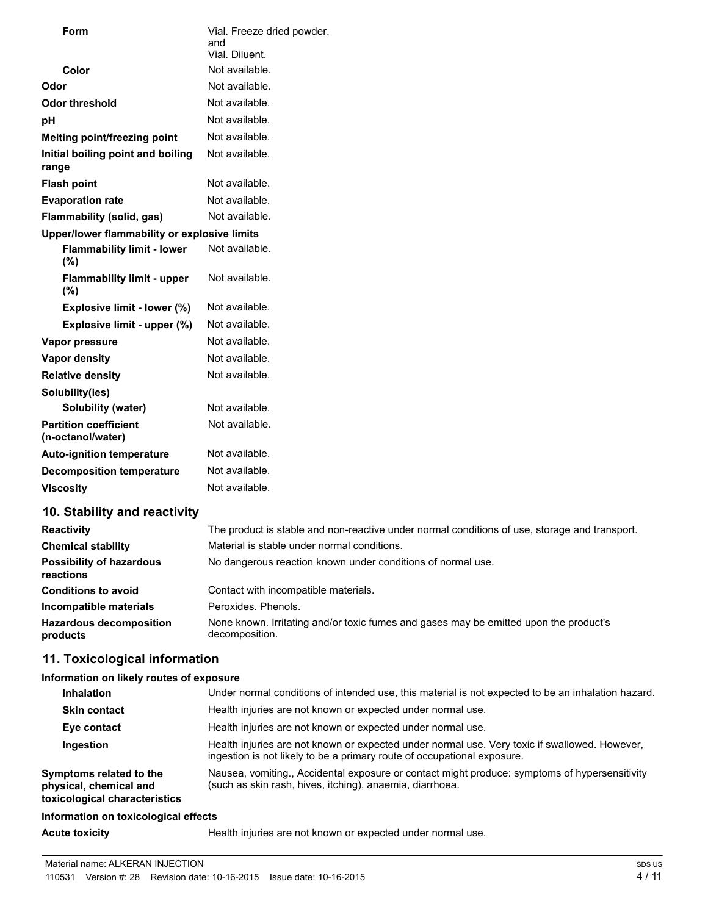| | |
|---|---|
| **Form** | Vial. Freeze dried powder.<br>and<br>Vial. Diluent. |
| **Color** | Not available. |
| **Odor** | Not available. |
| **Odor threshold** | Not available. |
| **pH** | Not available. |
| **Melting point/freezing point** | Not available. |
| **Initial boiling point and boiling range** | Not available. |
| **Flash point** | Not available. |
| **Evaporation rate** | Not available. |
| **Flammability (solid, gas)** | Not available. |
| **Upper/lower flammability or explosive limits** | |
| **Flammability limit - lower (%)** | Not available. |
| **Flammability limit - upper (%)** | Not available. |
| **Explosive limit - lower (%)** | Not available. |
| **Explosive limit - upper (%)** | Not available. |
| **Vapor pressure** | Not available. |
| **Vapor density** | Not available. |
| **Relative density** | Not available. |
| **Solubility(ies)** | |
| **Solubility (water)** | Not available. |
| **Partition coefficient (n-octanol/water)** | Not available. |
| **Auto-ignition temperature** | Not available. |
| **Decomposition temperature** | Not available. |
| **Viscosity** | Not available. |

## 10. Stability and reactivity

| | |
|---|---|
| **Reactivity** | The product is stable and non-reactive under normal conditions of use, storage and transport. |
| **Chemical stability** | Material is stable under normal conditions. |
| **Possibility of hazardous reactions** | No dangerous reaction known under conditions of normal use. |
| **Conditions to avoid** | Contact with incompatible materials. |
| **Incompatible materials** | Peroxides. Phenols. |
| **Hazardous decomposition products** | None known. Irritating and/or toxic fumes and gases may be emitted upon the product's decomposition. |

## 11. Toxicological information

**Information on likely routes of exposure**

| | |
|---|---|
| **Inhalation** | Under normal conditions of intended use, this material is not expected to be an inhalation hazard. |
| **Skin contact** | Health injuries are not known or expected under normal use. |
| **Eye contact** | Health injuries are not known or expected under normal use. |
| **Ingestion** | Health injuries are not known or expected under normal use. Very toxic if swallowed. However, ingestion is not likely to be a primary route of occupational exposure. |
| **Symptoms related to the physical, chemical and toxicological characteristics** | Nausea, vomiting., Accidental exposure or contact might produce: symptoms of hypersensitivity (such as skin rash, hives, itching), anaemia, diarrhoea. |

**Information on toxicological effects**

| | |
|---|---|
| **Acute toxicity** | Health injuries are not known or expected under normal use. |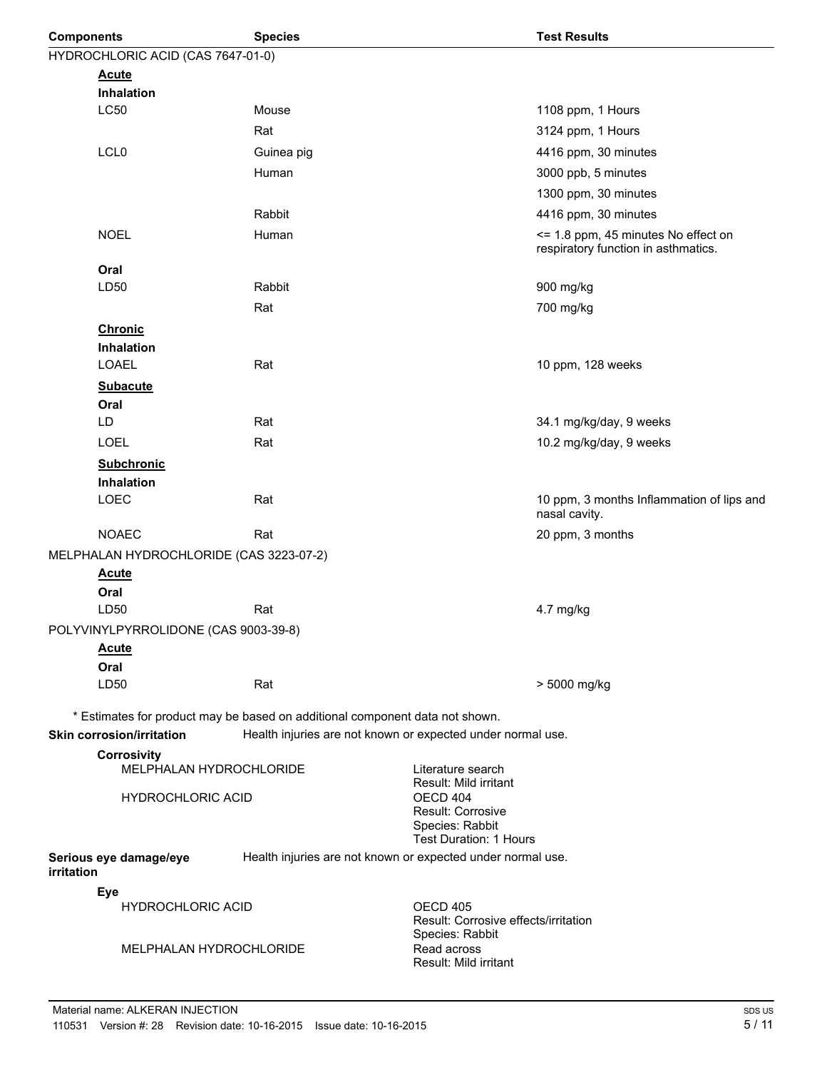| Components | Species | Test Results |
|---|---|---|
| HYDROCHLORIC ACID (CAS 7647-01-0) | | |
| **Acute** | | |
| **Inhalation** | | |
| LC50 | Mouse | 1108 ppm, 1 Hours |
| | Rat | 3124 ppm, 1 Hours |
| LCL0 | Guinea pig | 4416 ppm, 30 minutes |
| | Human | 3000 ppb, 5 minutes |
| | | 1300 ppm, 30 minutes |
| | Rabbit | 4416 ppm, 30 minutes |
| NOEL | Human | <= 1.8 ppm, 45 minutes No effect on respiratory function in asthmatics. |
| **Oral** | | |
| LD50 | Rabbit | 900 mg/kg |
| | Rat | 700 mg/kg |
| **Chronic** | | |
| **Inhalation** | | |
| LOAEL | Rat | 10 ppm, 128 weeks |
| **Subacute** | | |
| **Oral** | | |
| LD | Rat | 34.1 mg/kg/day, 9 weeks |
| LOEL | Rat | 10.2 mg/kg/day, 9 weeks |
| **Subchronic** | | |
| **Inhalation** | | |
| LOEC | Rat | 10 ppm, 3 months Inflammation of lips and nasal cavity. |
| NOAEC | Rat | 20 ppm, 3 months |
| MELPHALAN HYDROCHLORIDE (CAS 3223-07-2) | | |
| **Acute** | | |
| **Oral** | | |
| LD50 | Rat | 4.7 mg/kg |
| POLYVINYLPYRROLIDONE (CAS 9003-39-8) | | |
| **Acute** | | |
| **Oral** | | |
| LD50 | Rat | > 5000 mg/kg |

* Estimates for product may be based on additional component data not shown.

**Skin corrosion/irritation** Health injuries are not known or expected under normal use.

**Corrosivity**

| | |
|---|---|
| MELPHALAN HYDROCHLORIDE | Literature search<br>Result: Mild irritant |
| HYDROCHLORIC ACID | OECD 404<br>Result: Corrosive<br>Species: Rabbit<br>Test Duration: 1 Hours |

**Serious eye damage/eye irritation** Health injuries are not known or expected under normal use.

**Eye**

| | |
|---|---|
| HYDROCHLORIC ACID | OECD 405<br>Result: Corrosive effects/irritation<br>Species: Rabbit |
| MELPHALAN HYDROCHLORIDE | Read across<br>Result: Mild irritant |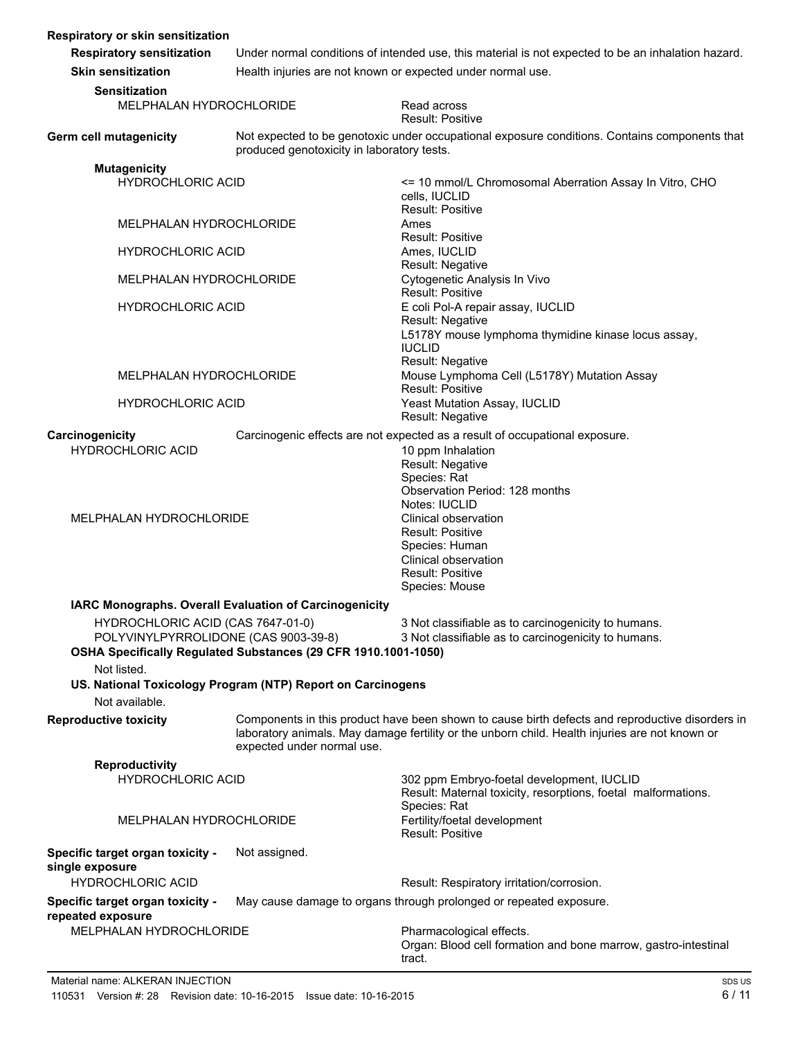**Respiratory or skin sensitization**

**Respiratory sensitization** Under normal conditions of intended use, this material is not expected to be an inhalation hazard.

**Skin sensitization** Health injuries are not known or expected under normal use.

**Sensitization**

| | |
|---|---|
| MELPHALAN HYDROCHLORIDE | Read across<br>Result: Positive |

**Germ cell mutagenicity** Not expected to be genotoxic under occupational exposure conditions. Contains components that produced genotoxicity in laboratory tests.

**Mutagenicity**

| | |
|---|---|
| HYDROCHLORIC ACID | <= 10 mmol/L Chromosomal Aberration Assay In Vitro, CHO cells, IUCLID<br>Result: Positive |
| MELPHALAN HYDROCHLORIDE | Ames<br>Result: Positive |
| HYDROCHLORIC ACID | Ames, IUCLID<br>Result: Negative |
| MELPHALAN HYDROCHLORIDE | Cytogenetic Analysis In Vivo<br>Result: Positive |
| HYDROCHLORIC ACID | E coli Pol-A repair assay, IUCLID<br>Result: Negative<br>L5178Y mouse lymphoma thymidine kinase locus assay, IUCLID<br>Result: Negative |
| MELPHALAN HYDROCHLORIDE | Mouse Lymphoma Cell (L5178Y) Mutation Assay<br>Result: Positive |
| HYDROCHLORIC ACID | Yeast Mutation Assay, IUCLID<br>Result: Negative |

**Carcinogenicity** Carcinogenic effects are not expected as a result of occupational exposure.

| | |
|---|---|
| HYDROCHLORIC ACID | 10 ppm Inhalation<br>Result: Negative<br>Species: Rat<br>Observation Period: 128 months<br>Notes: IUCLID |
| MELPHALAN HYDROCHLORIDE | Clinical observation<br>Result: Positive<br>Species: Human<br>Clinical observation<br>Result: Positive<br>Species: Mouse |

**IARC Monographs. Overall Evaluation of Carcinogenicity**

| | |
|---|---|
| HYDROCHLORIC ACID (CAS 7647-01-0) | 3 Not classifiable as to carcinogenicity to humans. |
| POLYVINYLPYRROLIDONE (CAS 9003-39-8) | 3 Not classifiable as to carcinogenicity to humans. |

**OSHA Specifically Regulated Substances (29 CFR 1910.1001-1050)**

Not listed.

**US. National Toxicology Program (NTP) Report on Carcinogens**

Not available.

**Reproductive toxicity** Components in this product have been shown to cause birth defects and reproductive disorders in laboratory animals. May damage fertility or the unborn child. Health injuries are not known or expected under normal use.

**Reproductivity**

| | |
|---|---|
| HYDROCHLORIC ACID | 302 ppm Embryo-foetal development, IUCLID<br>Result: Maternal toxicity, resorptions, foetal malformations.<br>Species: Rat |
| MELPHALAN HYDROCHLORIDE | Fertility/foetal development<br>Result: Positive |

**Specific target organ toxicity - single exposure** Not assigned.

| | |
|---|---|
| HYDROCHLORIC ACID | Result: Respiratory irritation/corrosion. |

**Specific target organ toxicity - repeated exposure** May cause damage to organs through prolonged or repeated exposure.

| | |
|---|---|
| MELPHALAN HYDROCHLORIDE | Pharmacological effects.<br>Organ: Blood cell formation and bone marrow, gastro-intestinal tract. |

Material name: ALKERAN INJECTION
110531 Version #: 28 Revision date: 10-16-2015 Issue date: 10-16-2015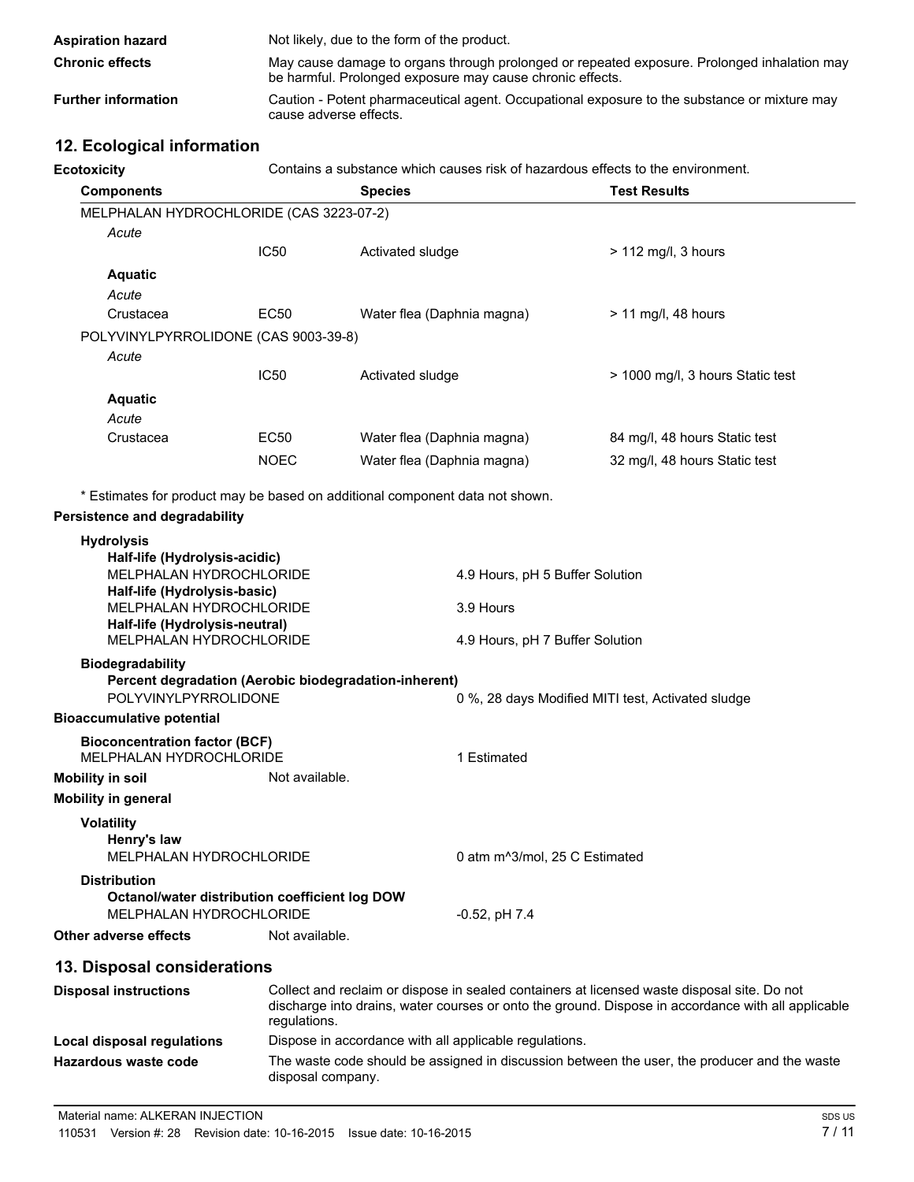| | |
|---|---|
| **Aspiration hazard** | Not likely, due to the form of the product. |
| **Chronic effects** | May cause damage to organs through prolonged or repeated exposure. Prolonged inhalation may be harmful. Prolonged exposure may cause chronic effects. |
| **Further information** | Caution - Potent pharmaceutical agent. Occupational exposure to the substance or mixture may cause adverse effects. |

## 12. Ecological information

**Ecotoxicity** Contains a substance which causes risk of hazardous effects to the environment.

| Components | | Species | Test Results |
|---|---|---|---|
| MELPHALAN HYDROCHLORIDE (CAS 3223-07-2) | | | |
| *Acute* | | | |
| | IC50 | Activated sludge | > 112 mg/l, 3 hours |
| **Aquatic** | | | |
| *Acute* | | | |
| Crustacea | EC50 | Water flea (Daphnia magna) | > 11 mg/l, 48 hours |
| POLYVINYLPYRROLIDONE (CAS 9003-39-8) | | | |
| *Acute* | | | |
| | IC50 | Activated sludge | > 1000 mg/l, 3 hours Static test |
| **Aquatic** | | | |
| *Acute* | | | |
| Crustacea | EC50 | Water flea (Daphnia magna) | 84 mg/l, 48 hours Static test |
| | NOEC | Water flea (Daphnia magna) | 32 mg/l, 48 hours Static test |

* Estimates for product may be based on additional component data not shown.

**Persistence and degradability**

**Hydrolysis**

| | |
|---|---|
| **Half-life (Hydrolysis-acidic)** | |
| MELPHALAN HYDROCHLORIDE | 4.9 Hours, pH 5 Buffer Solution |
| **Half-life (Hydrolysis-basic)** | |
| MELPHALAN HYDROCHLORIDE | 3.9 Hours |
| **Half-life (Hydrolysis-neutral)** | |
| MELPHALAN HYDROCHLORIDE | 4.9 Hours, pH 7 Buffer Solution |

**Biodegradability**

| | |
|---|---|
| **Percent degradation (Aerobic biodegradation-inherent)** | |
| POLYVINYLPYRROLIDONE | 0 %, 28 days Modified MITI test, Activated sludge |

**Bioaccumulative potential**

| | |
|---|---|
| **Bioconcentration factor (BCF)** | |
| MELPHALAN HYDROCHLORIDE | 1 Estimated |

**Mobility in soil** Not available.

**Mobility in general**

**Volatility**

| | |
|---|---|
| **Henry's law** | |
| MELPHALAN HYDROCHLORIDE | 0 atm m^3/mol, 25 C Estimated |

**Distribution**

| | |
|---|---|
| **Octanol/water distribution coefficient log DOW** | |
| MELPHALAN HYDROCHLORIDE | -0.52, pH 7.4 |

**Other adverse effects** Not available.

## 13. Disposal considerations

| | |
|---|---|
| **Disposal instructions** | Collect and reclaim or dispose in sealed containers at licensed waste disposal site. Do not discharge into drains, water courses or onto the ground. Dispose in accordance with all applicable regulations. |
| **Local disposal regulations** | Dispose in accordance with all applicable regulations. |
| **Hazardous waste code** | The waste code should be assigned in discussion between the user, the producer and the waste disposal company. |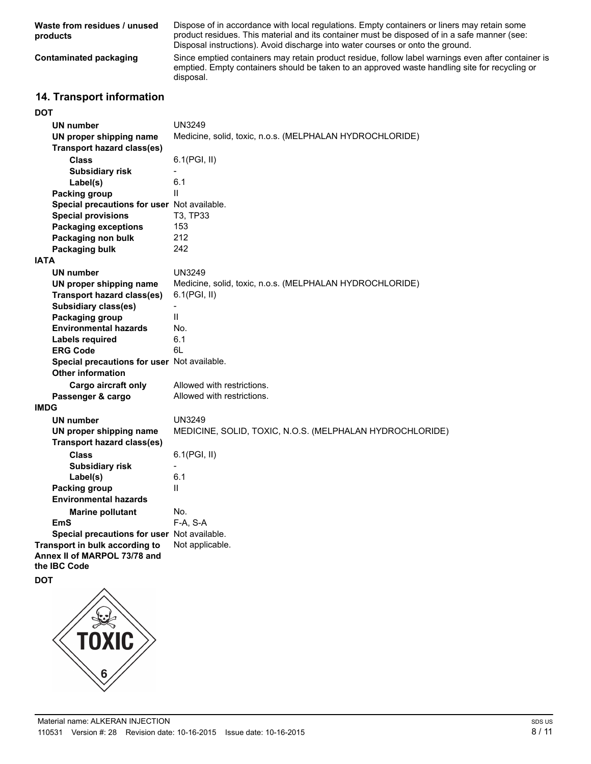| | |
|---|---|
| **Waste from residues / unused products** | Dispose of in accordance with local regulations. Empty containers or liners may retain some product residues. This material and its container must be disposed of in a safe manner (see: Disposal instructions). Avoid discharge into water courses or onto the ground. |
| **Contaminated packaging** | Since emptied containers may retain product residue, follow label warnings even after container is emptied. Empty containers should be taken to an approved waste handling site for recycling or disposal. |

## 14. Transport information

**DOT**

| | |
|---|---|
| **UN number** | UN3249 |
| **UN proper shipping name** | Medicine, solid, toxic, n.o.s. (MELPHALAN HYDROCHLORIDE) |
| **Transport hazard class(es)** | |
| **Class** | 6.1(PGI, II) |
| **Subsidiary risk** | - |
| **Label(s)** | 6.1 |
| **Packing group** | II |
| **Special precautions for user** | Not available. |
| **Special provisions** | T3, TP33 |
| **Packaging exceptions** | 153 |
| **Packaging non bulk** | 212 |
| **Packaging bulk** | 242 |

**IATA**

| | |
|---|---|
| **UN number** | UN3249 |
| **UN proper shipping name** | Medicine, solid, toxic, n.o.s. (MELPHALAN HYDROCHLORIDE) |
| **Transport hazard class(es)** | 6.1(PGI, II) |
| **Subsidiary class(es)** | - |
| **Packaging group** | II |
| **Environmental hazards** | No. |
| **Labels required** | 6.1 |
| **ERG Code** | 6L |
| **Special precautions for user** | Not available. |
| **Other information** | |
| **Cargo aircraft only** | Allowed with restrictions. |
| **Passenger & cargo** | Allowed with restrictions. |

**IMDG**

| | |
|---|---|
| **UN number** | UN3249 |
| **UN proper shipping name** | MEDICINE, SOLID, TOXIC, N.O.S. (MELPHALAN HYDROCHLORIDE) |
| **Transport hazard class(es)** | |
| **Class** | 6.1(PGI, II) |
| **Subsidiary risk** | - |
| **Label(s)** | 6.1 |
| **Packing group** | II |
| **Environmental hazards** | |
| **Marine pollutant** | No. |
| **EmS** | F-A, S-A |
| **Special precautions for user** | Not available. |
| **Transport in bulk according to Annex II of MARPOL 73/78 and the IBC Code** | Not applicable. |

**DOT**

TOXIC

6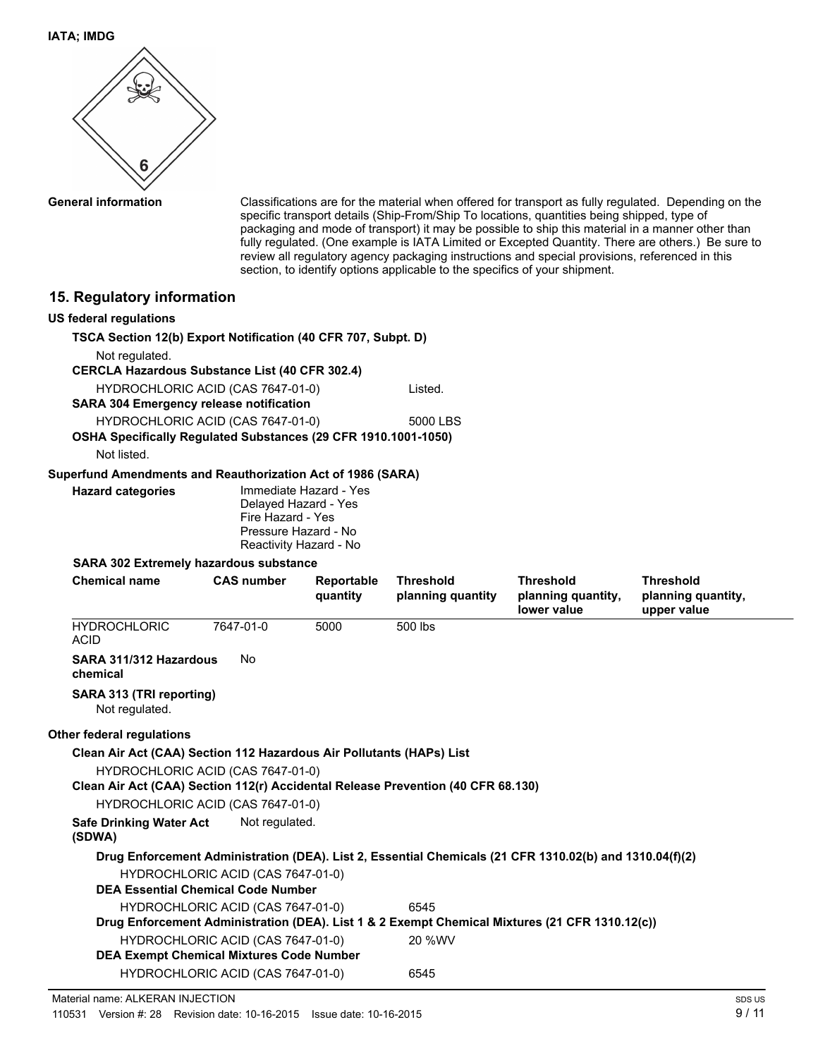**IATA; IMDG**

**General information**

Classifications are for the material when offered for transport as fully regulated. Depending on the specific transport details (Ship-From/Ship To locations, quantities being shipped, type of packaging and mode of transport) it may be possible to ship this material in a manner other than fully regulated. (One example is IATA Limited or Excepted Quantity. There are others.) Be sure to review all regulatory agency packaging instructions and special provisions, referenced in this section, to identify options applicable to the specifics of your shipment.

## 15. Regulatory information

**US federal regulations**

**TSCA Section 12(b) Export Notification (40 CFR 707, Subpt. D)**

Not regulated.

**CERCLA Hazardous Substance List (40 CFR 302.4)**

HYDROCHLORIC ACID (CAS 7647-01-0) Listed.

**SARA 304 Emergency release notification**

HYDROCHLORIC ACID (CAS 7647-01-0) 5000 LBS

**OSHA Specifically Regulated Substances (29 CFR 1910.1001-1050)**

Not listed.

**Superfund Amendments and Reauthorization Act of 1986 (SARA)**

**Hazard categories**

Immediate Hazard - Yes
Delayed Hazard - Yes
Fire Hazard - Yes
Pressure Hazard - No
Reactivity Hazard - No

**SARA 302 Extremely hazardous substance**

| Chemical name | CAS number | Reportable quantity | Threshold planning quantity | Threshold planning quantity, lower value | Threshold planning quantity, upper value |
|---|---|---|---|---|---|
| HYDROCHLORIC ACID | 7647-01-0 | 5000 | 500 lbs | | |

**SARA 311/312 Hazardous chemical** No

**SARA 313 (TRI reporting)**

Not regulated.

**Other federal regulations**

**Clean Air Act (CAA) Section 112 Hazardous Air Pollutants (HAPs) List**

HYDROCHLORIC ACID (CAS 7647-01-0)

**Clean Air Act (CAA) Section 112(r) Accidental Release Prevention (40 CFR 68.130)**

HYDROCHLORIC ACID (CAS 7647-01-0)

**Safe Drinking Water Act (SDWA)** Not regulated.

**Drug Enforcement Administration (DEA). List 2, Essential Chemicals (21 CFR 1310.02(b) and 1310.04(f)(2)**

HYDROCHLORIC ACID (CAS 7647-01-0)

**DEA Essential Chemical Code Number**

HYDROCHLORIC ACID (CAS 7647-01-0) 6545

**Drug Enforcement Administration (DEA). List 1 & 2 Exempt Chemical Mixtures (21 CFR 1310.12(c))**

HYDROCHLORIC ACID (CAS 7647-01-0) 20 %WV

**DEA Exempt Chemical Mixtures Code Number**

HYDROCHLORIC ACID (CAS 7647-01-0) 6545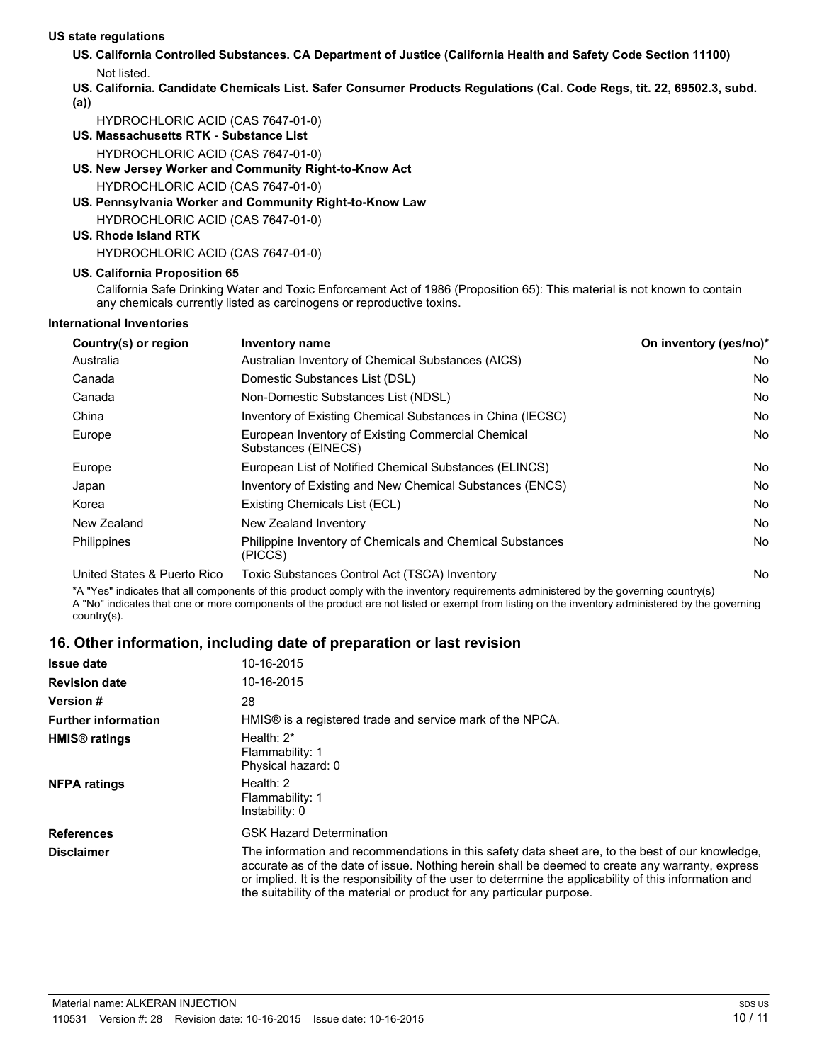**US state regulations**

**US. California Controlled Substances. CA Department of Justice (California Health and Safety Code Section 11100)**

Not listed.

**US. California. Candidate Chemicals List. Safer Consumer Products Regulations (Cal. Code Regs, tit. 22, 69502.3, subd. (a))**

HYDROCHLORIC ACID (CAS 7647-01-0)

**US. Massachusetts RTK - Substance List**

HYDROCHLORIC ACID (CAS 7647-01-0)

**US. New Jersey Worker and Community Right-to-Know Act**

HYDROCHLORIC ACID (CAS 7647-01-0)

**US. Pennsylvania Worker and Community Right-to-Know Law**

HYDROCHLORIC ACID (CAS 7647-01-0)

**US. Rhode Island RTK**

HYDROCHLORIC ACID (CAS 7647-01-0)

**US. California Proposition 65**

California Safe Drinking Water and Toxic Enforcement Act of 1986 (Proposition 65): This material is not known to contain any chemicals currently listed as carcinogens or reproductive toxins.

**International Inventories**

| Country(s) or region | Inventory name | On inventory (yes/no)* |
|---|---|---|
| Australia | Australian Inventory of Chemical Substances (AICS) | No |
| Canada | Domestic Substances List (DSL) | No |
| Canada | Non-Domestic Substances List (NDSL) | No |
| China | Inventory of Existing Chemical Substances in China (IECSC) | No |
| Europe | European Inventory of Existing Commercial Chemical Substances (EINECS) | No |
| Europe | European List of Notified Chemical Substances (ELINCS) | No |
| Japan | Inventory of Existing and New Chemical Substances (ENCS) | No |
| Korea | Existing Chemicals List (ECL) | No |
| New Zealand | New Zealand Inventory | No |
| Philippines | Philippine Inventory of Chemicals and Chemical Substances (PICCS) | No |
| United States & Puerto Rico | Toxic Substances Control Act (TSCA) Inventory | No |

*A "Yes" indicates that all components of this product comply with the inventory requirements administered by the governing country(s)
A "No" indicates that one or more components of the product are not listed or exempt from listing on the inventory administered by the governing country(s).

## 16. Other information, including date of preparation or last revision

| | |
|---|---|
| **Issue date** | 10-16-2015 |
| **Revision date** | 10-16-2015 |
| **Version #** | 28 |
| **Further information** | HMIS® is a registered trade and service mark of the NPCA. |
| **HMIS® ratings** | Health: 2*<br>Flammability: 1<br>Physical hazard: 0 |
| **NFPA ratings** | Health: 2<br>Flammability: 1<br>Instability: 0 |
| **References** | GSK Hazard Determination |
| **Disclaimer** | The information and recommendations in this safety data sheet are, to the best of our knowledge, accurate as of the date of issue. Nothing herein shall be deemed to create any warranty, express or implied. It is the responsibility of the user to determine the applicability of this information and the suitability of the material or product for any particular purpose. |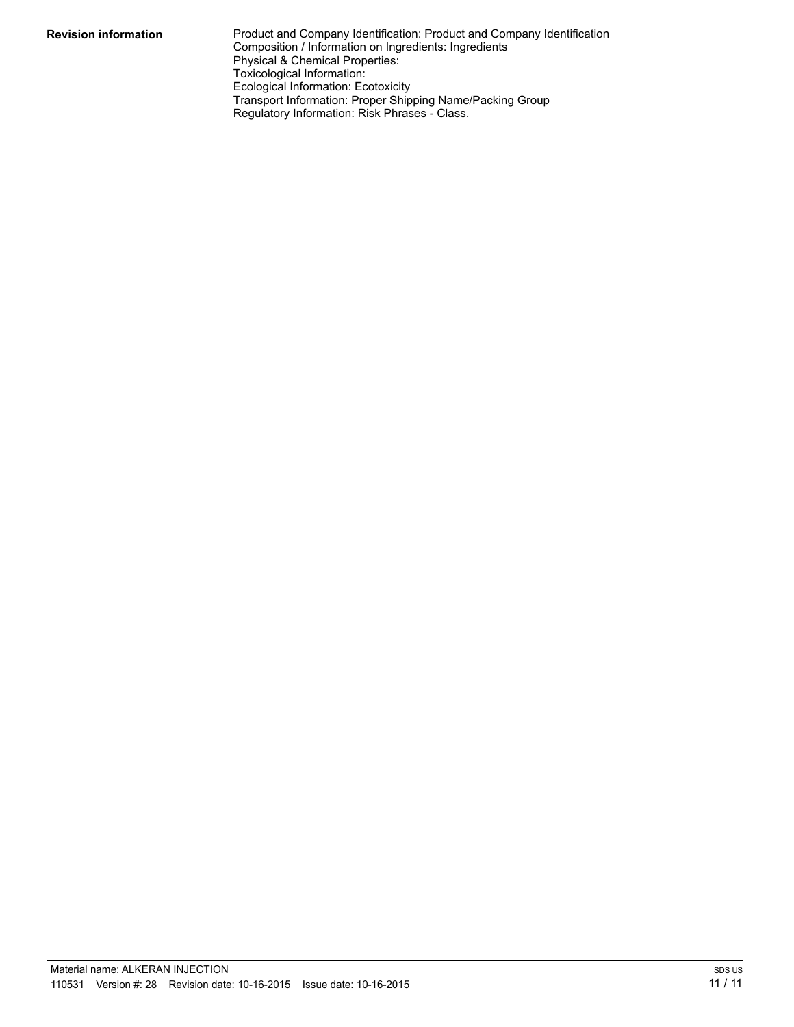**Revision information**

Product and Company Identification: Product and Company Identification
Composition / Information on Ingredients: Ingredients
Physical & Chemical Properties:
Toxicological Information:
Ecological Information: Ecotoxicity
Transport Information: Proper Shipping Name/Packing Group
Regulatory Information: Risk Phrases - Class.